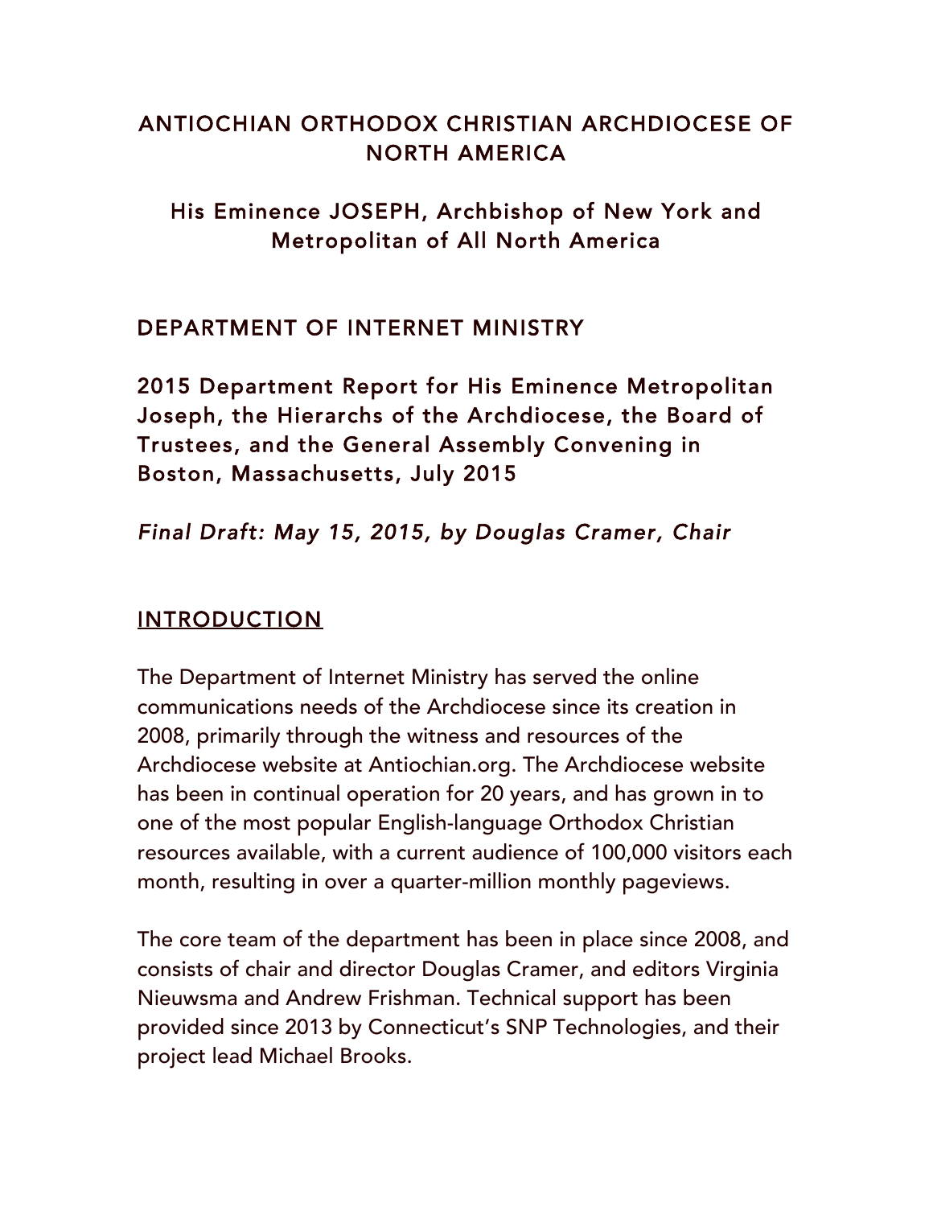# ANTIOCHIAN ORTHODOX CHRISTIAN ARCHDIOCESE OF NORTH AMERICA

## His Eminence JOSEPH, Archbishop of New York and Metropolitan of All North America

## DEPARTMENT OF INTERNET MINISTRY

### 2015 Department Report for His Eminence Metropolitan Joseph, the Hierarchs of the Archdiocese, the Board of Trustees, and the General Assembly Convening in Boston, Massachusetts, July 2015

*Final Draft: May 15, 2015, by Douglas Cramer, Chair*

## INTRODUCTION

The Department of Internet Ministry has served the online communications needs of the Archdiocese since its creation in 2008, primarily through the witness and resources of the Archdiocese website at Antiochian.org. The Archdiocese website has been in continual operation for 20 years, and has grown in to one of the most popular English-language Orthodox Christian resources available, with a current audience of 100,000 visitors each month, resulting in over a quarter-million monthly pageviews.

The core team of the department has been in place since 2008, and consists of chair and director Douglas Cramer, and editors Virginia Nieuwsma and Andrew Frishman. Technical support has been provided since 2013 by Connecticut's SNP Technologies, and their project lead Michael Brooks.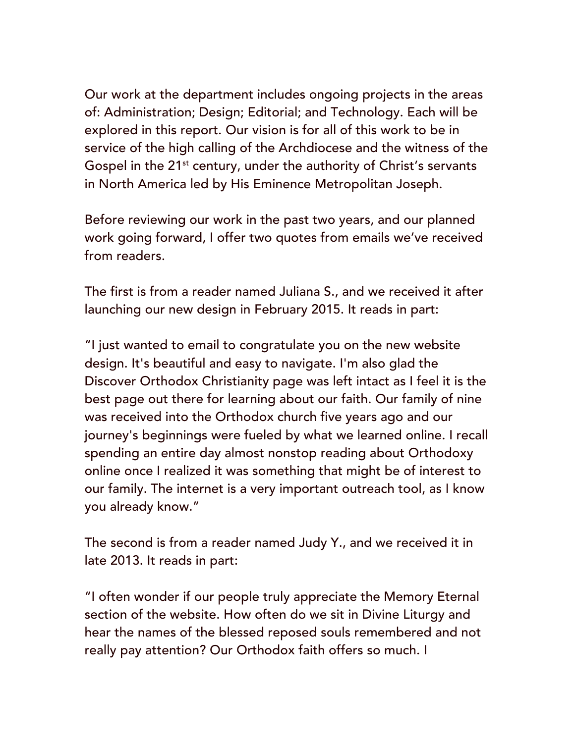Our work at the department includes ongoing projects in the areas of: Administration; Design; Editorial; and Technology. Each will be explored in this report. Our vision is for all of this work to be in service of the high calling of the Archdiocese and the witness of the Gospel in the 21st century, under the authority of Christ's servants in North America led by His Eminence Metropolitan Joseph.

Before reviewing our work in the past two years, and our planned work going forward, I offer two quotes from emails we've received from readers.

The first is from a reader named Juliana S., and we received it after launching our new design in February 2015. It reads in part:

"I just wanted to email to congratulate you on the new website design. It's beautiful and easy to navigate. I'm also glad the Discover Orthodox Christianity page was left intact as I feel it is the best page out there for learning about our faith. Our family of nine was received into the Orthodox church five years ago and our journey's beginnings were fueled by what we learned online. I recall spending an entire day almost nonstop reading about Orthodoxy online once I realized it was something that might be of interest to our family. The internet is a very important outreach tool, as I know you already know."

The second is from a reader named Judy Y., and we received it in late 2013. It reads in part:

"I often wonder if our people truly appreciate the Memory Eternal section of the website. How often do we sit in Divine Liturgy and hear the names of the blessed reposed souls remembered and not really pay attention? Our Orthodox faith offers so much. I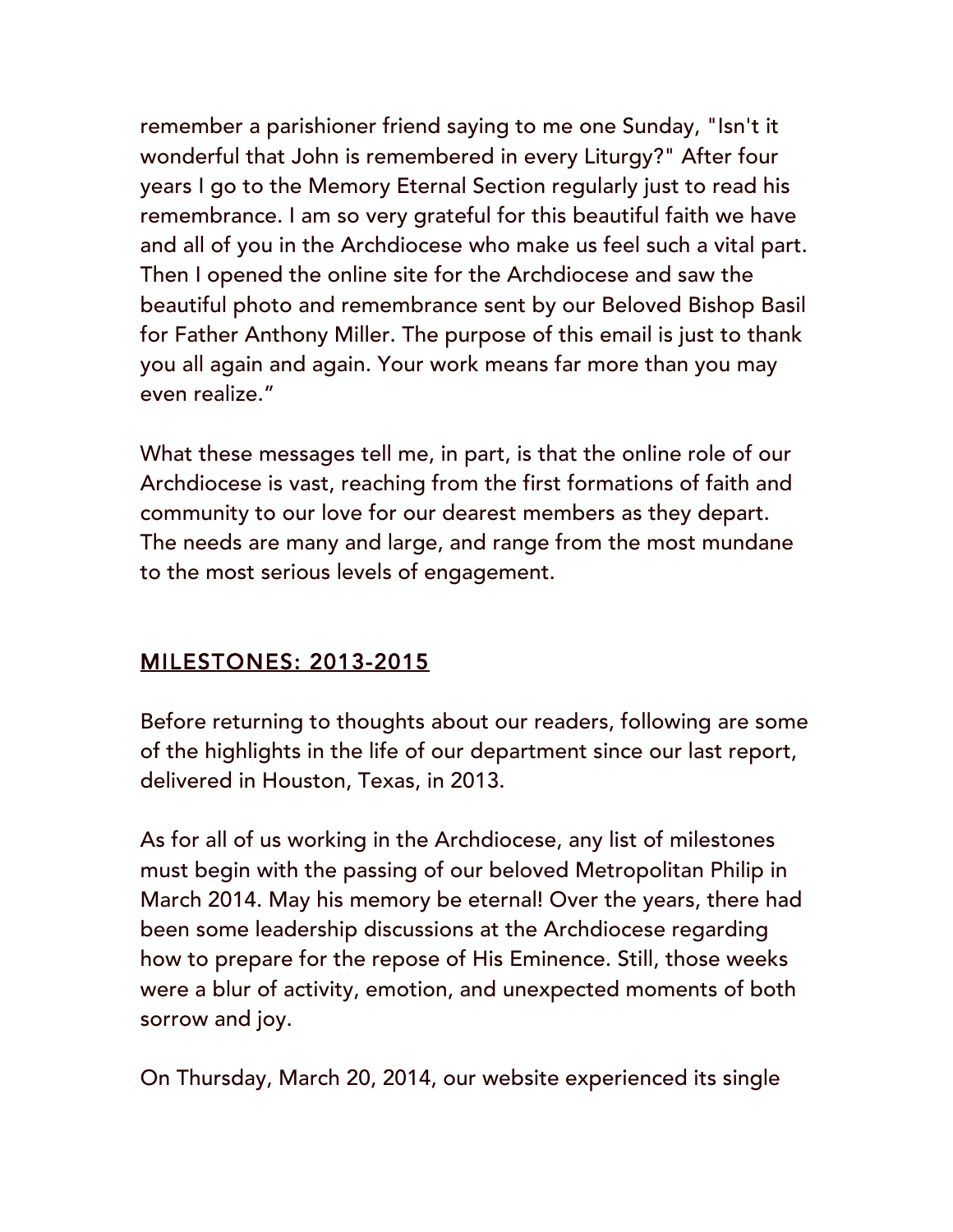remember a parishioner friend saying to me one Sunday, "Isn't it wonderful that John is remembered in every Liturgy?" After four years I go to the Memory Eternal Section regularly just to read his remembrance. I am so very grateful for this beautiful faith we have and all of you in the Archdiocese who make us feel such a vital part. Then I opened the online site for the Archdiocese and saw the beautiful photo and remembrance sent by our Beloved Bishop Basil for Father Anthony Miller. The purpose of this email is just to thank you all again and again. Your work means far more than you may even realize."

What these messages tell me, in part, is that the online role of our Archdiocese is vast, reaching from the first formations of faith and community to our love for our dearest members as they depart. The needs are many and large, and range from the most mundane to the most serious levels of engagement.

## MILESTONES: 2013-2015

Before returning to thoughts about our readers, following are some of the highlights in the life of our department since our last report, delivered in Houston, Texas, in 2013.

As for all of us working in the Archdiocese, any list of milestones must begin with the passing of our beloved Metropolitan Philip in March 2014. May his memory be eternal! Over the years, there had been some leadership discussions at the Archdiocese regarding how to prepare for the repose of His Eminence. Still, those weeks were a blur of activity, emotion, and unexpected moments of both sorrow and joy.

On Thursday, March 20, 2014, our website experienced its single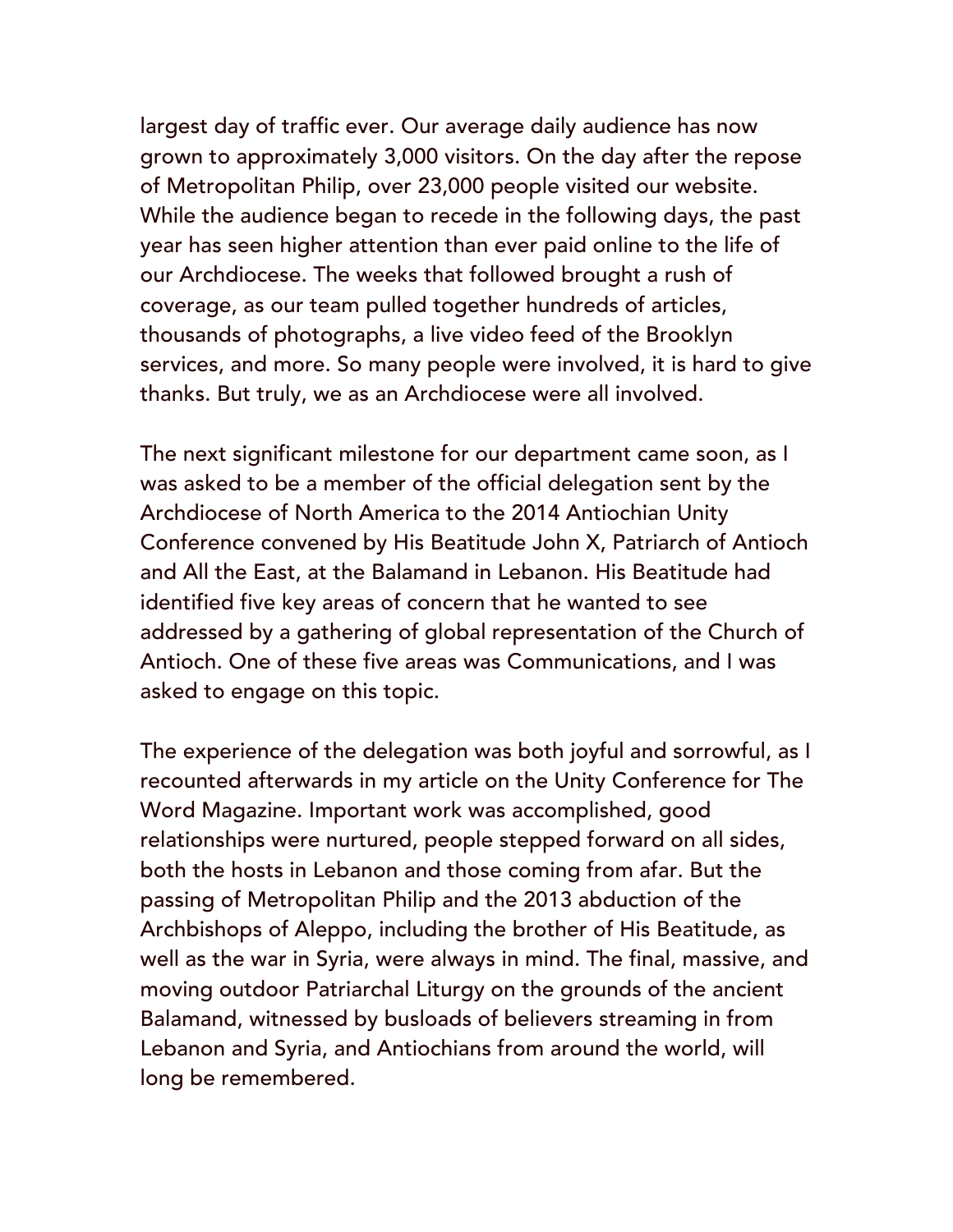largest day of traffic ever. Our average daily audience has now grown to approximately 3,000 visitors. On the day after the repose of Metropolitan Philip, over 23,000 people visited our website. While the audience began to recede in the following days, the past year has seen higher attention than ever paid online to the life of our Archdiocese. The weeks that followed brought a rush of coverage, as our team pulled together hundreds of articles, thousands of photographs, a live video feed of the Brooklyn services, and more. So many people were involved, it is hard to give thanks. But truly, we as an Archdiocese were all involved.

The next significant milestone for our department came soon, as I was asked to be a member of the official delegation sent by the Archdiocese of North America to the 2014 Antiochian Unity Conference convened by His Beatitude John X, Patriarch of Antioch and All the East, at the Balamand in Lebanon. His Beatitude had identified five key areas of concern that he wanted to see addressed by a gathering of global representation of the Church of Antioch. One of these five areas was Communications, and I was asked to engage on this topic.

The experience of the delegation was both joyful and sorrowful, as I recounted afterwards in my article on the Unity Conference for The Word Magazine. Important work was accomplished, good relationships were nurtured, people stepped forward on all sides, both the hosts in Lebanon and those coming from afar. But the passing of Metropolitan Philip and the 2013 abduction of the Archbishops of Aleppo, including the brother of His Beatitude, as well as the war in Syria, were always in mind. The final, massive, and moving outdoor Patriarchal Liturgy on the grounds of the ancient Balamand, witnessed by busloads of believers streaming in from Lebanon and Syria, and Antiochians from around the world, will long be remembered.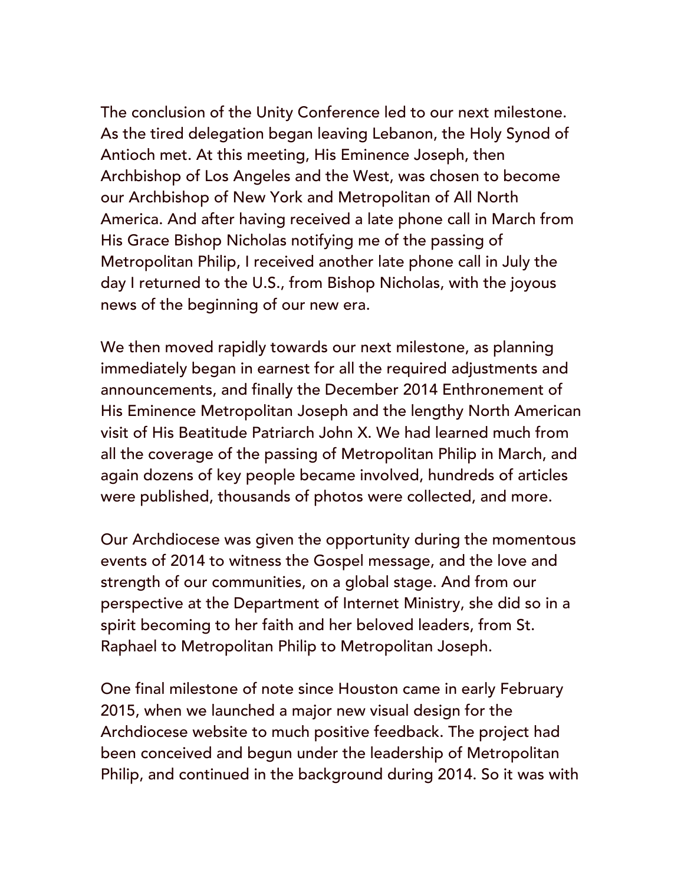The conclusion of the Unity Conference led to our next milestone. As the tired delegation began leaving Lebanon, the Holy Synod of Antioch met. At this meeting, His Eminence Joseph, then Archbishop of Los Angeles and the West, was chosen to become our Archbishop of New York and Metropolitan of All North America. And after having received a late phone call in March from His Grace Bishop Nicholas notifying me of the passing of Metropolitan Philip, I received another late phone call in July the day I returned to the U.S., from Bishop Nicholas, with the joyous news of the beginning of our new era.

We then moved rapidly towards our next milestone, as planning immediately began in earnest for all the required adjustments and announcements, and finally the December 2014 Enthronement of His Eminence Metropolitan Joseph and the lengthy North American visit of His Beatitude Patriarch John X. We had learned much from all the coverage of the passing of Metropolitan Philip in March, and again dozens of key people became involved, hundreds of articles were published, thousands of photos were collected, and more.

Our Archdiocese was given the opportunity during the momentous events of 2014 to witness the Gospel message, and the love and strength of our communities, on a global stage. And from our perspective at the Department of Internet Ministry, she did so in a spirit becoming to her faith and her beloved leaders, from St. Raphael to Metropolitan Philip to Metropolitan Joseph.

One final milestone of note since Houston came in early February 2015, when we launched a major new visual design for the Archdiocese website to much positive feedback. The project had been conceived and begun under the leadership of Metropolitan Philip, and continued in the background during 2014. So it was with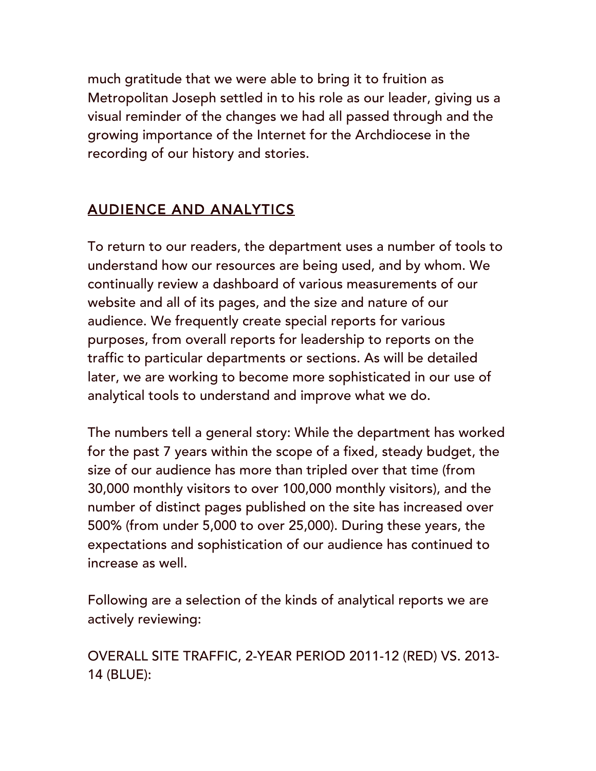much gratitude that we were able to bring it to fruition as Metropolitan Joseph settled in to his role as our leader, giving us a visual reminder of the changes we had all passed through and the growing importance of the Internet for the Archdiocese in the recording of our history and stories.

## AUDIENCE AND ANALYTICS

To return to our readers, the department uses a number of tools to understand how our resources are being used, and by whom. We continually review a dashboard of various measurements of our website and all of its pages, and the size and nature of our audience. We frequently create special reports for various purposes, from overall reports for leadership to reports on the traffic to particular departments or sections. As will be detailed later, we are working to become more sophisticated in our use of analytical tools to understand and improve what we do.

The numbers tell a general story: While the department has worked for the past 7 years within the scope of a fixed, steady budget, the size of our audience has more than tripled over that time (from 30,000 monthly visitors to over 100,000 monthly visitors), and the number of distinct pages published on the site has increased over 500% (from under 5,000 to over 25,000). During these years, the expectations and sophistication of our audience has continued to increase as well.

Following are a selection of the kinds of analytical reports we are actively reviewing:

OVERALL SITE TRAFFIC, 2-YEAR PERIOD 2011-12 (RED) VS. 2013-14 (BLUE):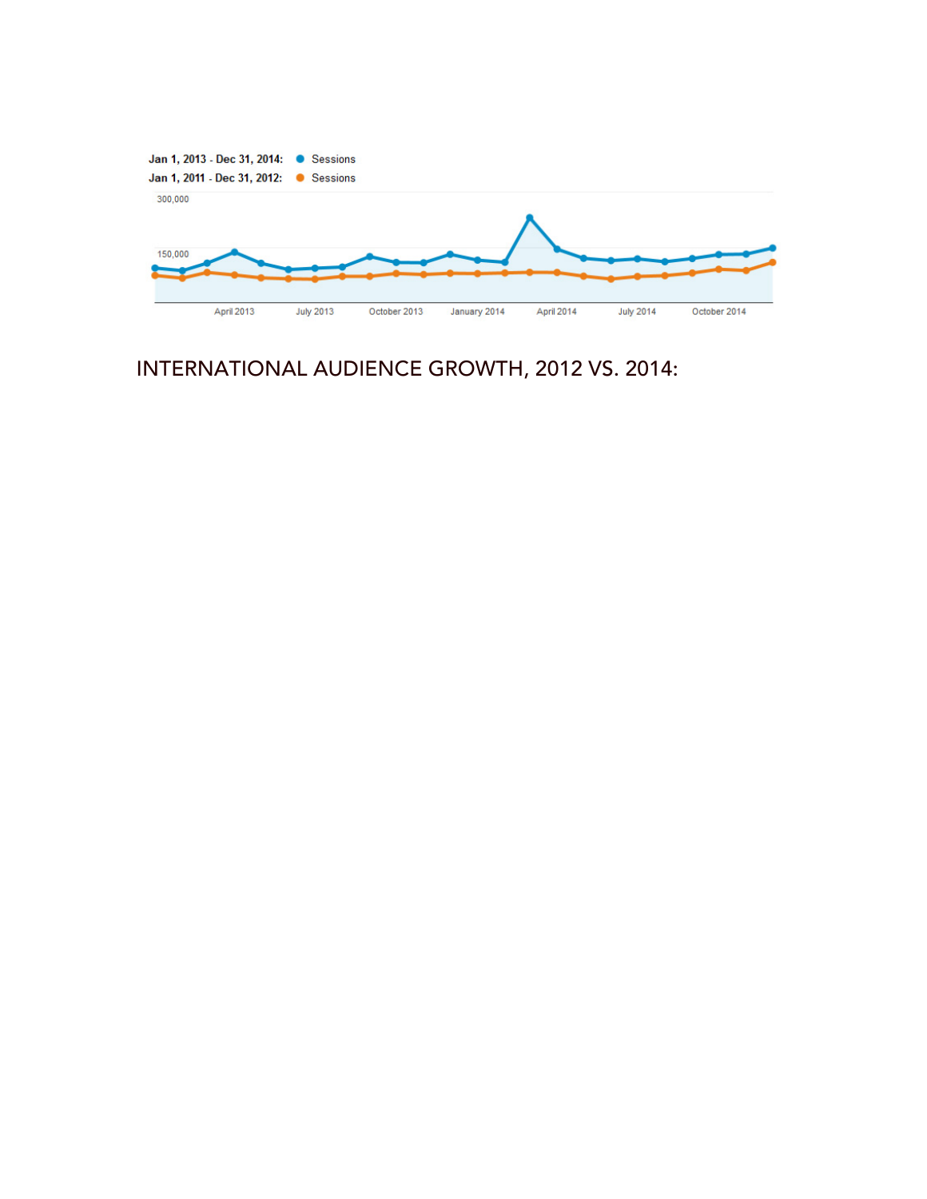Jan 1, 2013 - Dec 31, 2014: ● Sessions
Jan 1, 2011 - Dec 31, 2012: ● Sessions

300,000

150,000

April 2013 July 2013 October 2013 January 2014 April 2014 July 2014 October 2014

## INTERNATIONAL AUDIENCE GROWTH, 2012 VS. 2014: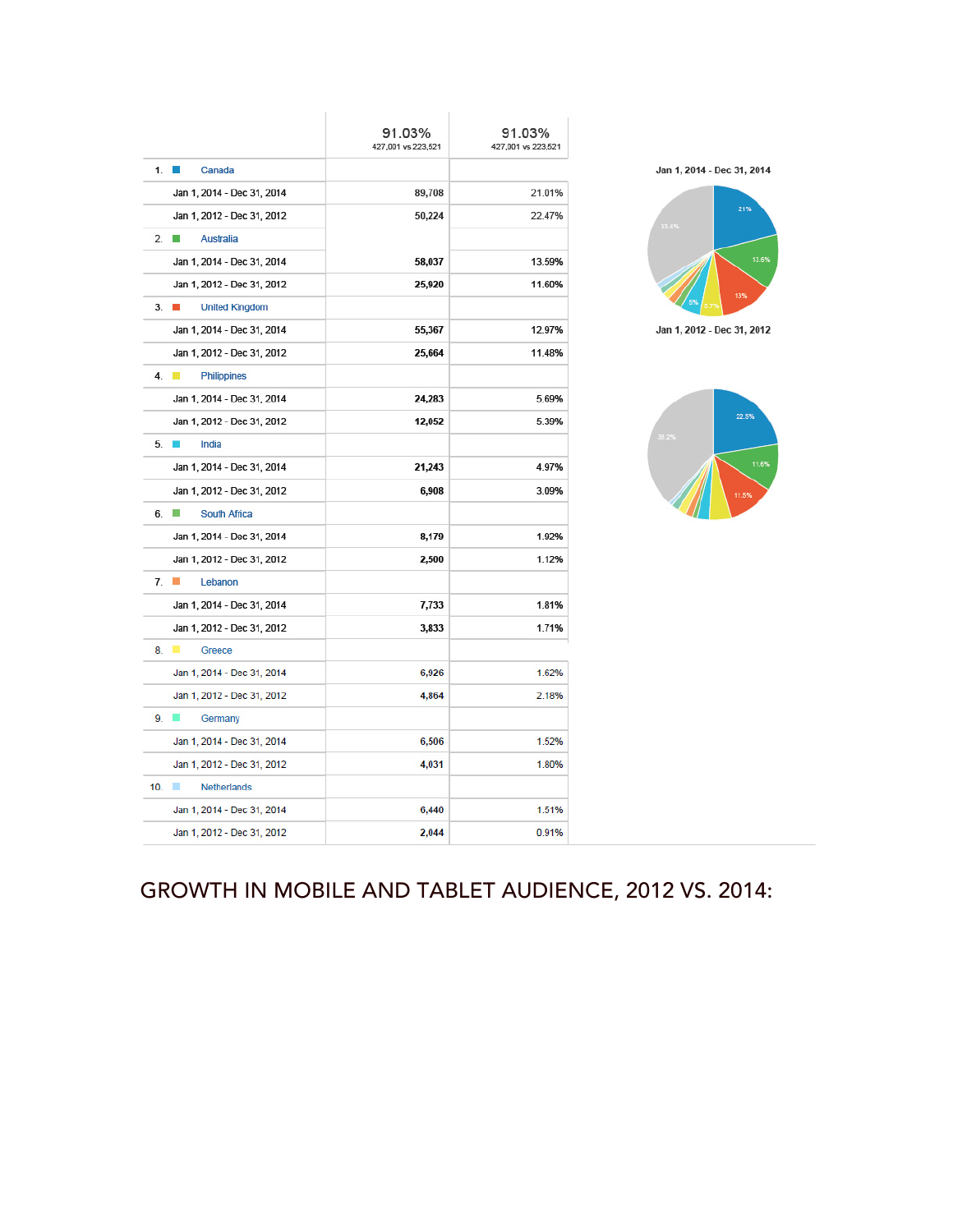| | 91.03% 427,001 vs 223,521 | 91.03% 427,001 vs 223,521 |
|---|---|---|
| 1. Canada | | |
| Jan 1, 2014 - Dec 31, 2014 | 89,708 | 21.01% |
| Jan 1, 2012 - Dec 31, 2012 | 50,224 | 22.47% |
| 2. Australia | | |
| Jan 1, 2014 - Dec 31, 2014 | 58,037 | 13.59% |
| Jan 1, 2012 - Dec 31, 2012 | 25,920 | 11.60% |
| 3. United Kingdom | | |
| Jan 1, 2014 - Dec 31, 2014 | 55,367 | 12.97% |
| Jan 1, 2012 - Dec 31, 2012 | 25,664 | 11.48% |
| 4. Philippines | | |
| Jan 1, 2014 - Dec 31, 2014 | 24,283 | 5.69% |
| Jan 1, 2012 - Dec 31, 2012 | 12,052 | 5.39% |
| 5. India | | |
| Jan 1, 2014 - Dec 31, 2014 | 21,243 | 4.97% |
| Jan 1, 2012 - Dec 31, 2012 | 6,908 | 3.09% |
| 6. South Africa | | |
| Jan 1, 2014 - Dec 31, 2014 | 8,179 | 1.92% |
| Jan 1, 2012 - Dec 31, 2012 | 2,500 | 1.12% |
| 7. Lebanon | | |
| Jan 1, 2014 - Dec 31, 2014 | 7,733 | 1.81% |
| Jan 1, 2012 - Dec 31, 2012 | 3,833 | 1.71% |
| 8. Greece | | |
| Jan 1, 2014 - Dec 31, 2014 | 6,926 | 1.62% |
| Jan 1, 2012 - Dec 31, 2012 | 4,864 | 2.18% |
| 9. Germany | | |
| Jan 1, 2014 - Dec 31, 2014 | 6,506 | 1.52% |
| Jan 1, 2012 - Dec 31, 2012 | 4,031 | 1.80% |
| 10. Netherlands | | |
| Jan 1, 2014 - Dec 31, 2014 | 6,440 | 1.51% |
| Jan 1, 2012 - Dec 31, 2012 | 2,044 | 0.91% |

Jan 1, 2014 - Dec 31, 2014

Jan 1, 2012 - Dec 31, 2012

## GROWTH IN MOBILE AND TABLET AUDIENCE, 2012 VS. 2014: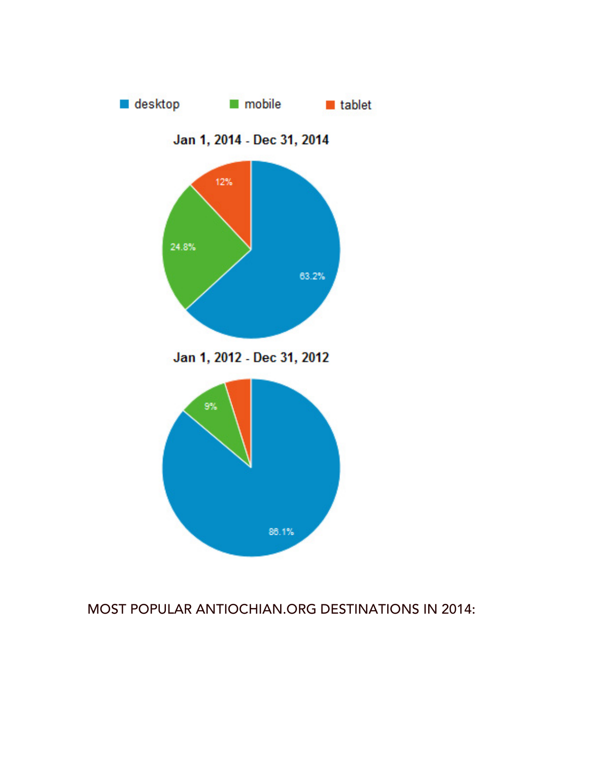■ desktop ■ mobile ■ tablet

Jan 1, 2014 - Dec 31, 2014

12%

24.8%

63.2%

Jan 1, 2012 - Dec 31, 2012

9%

86.1%

MOST POPULAR ANTIOCHIAN.ORG DESTINATIONS IN 2014: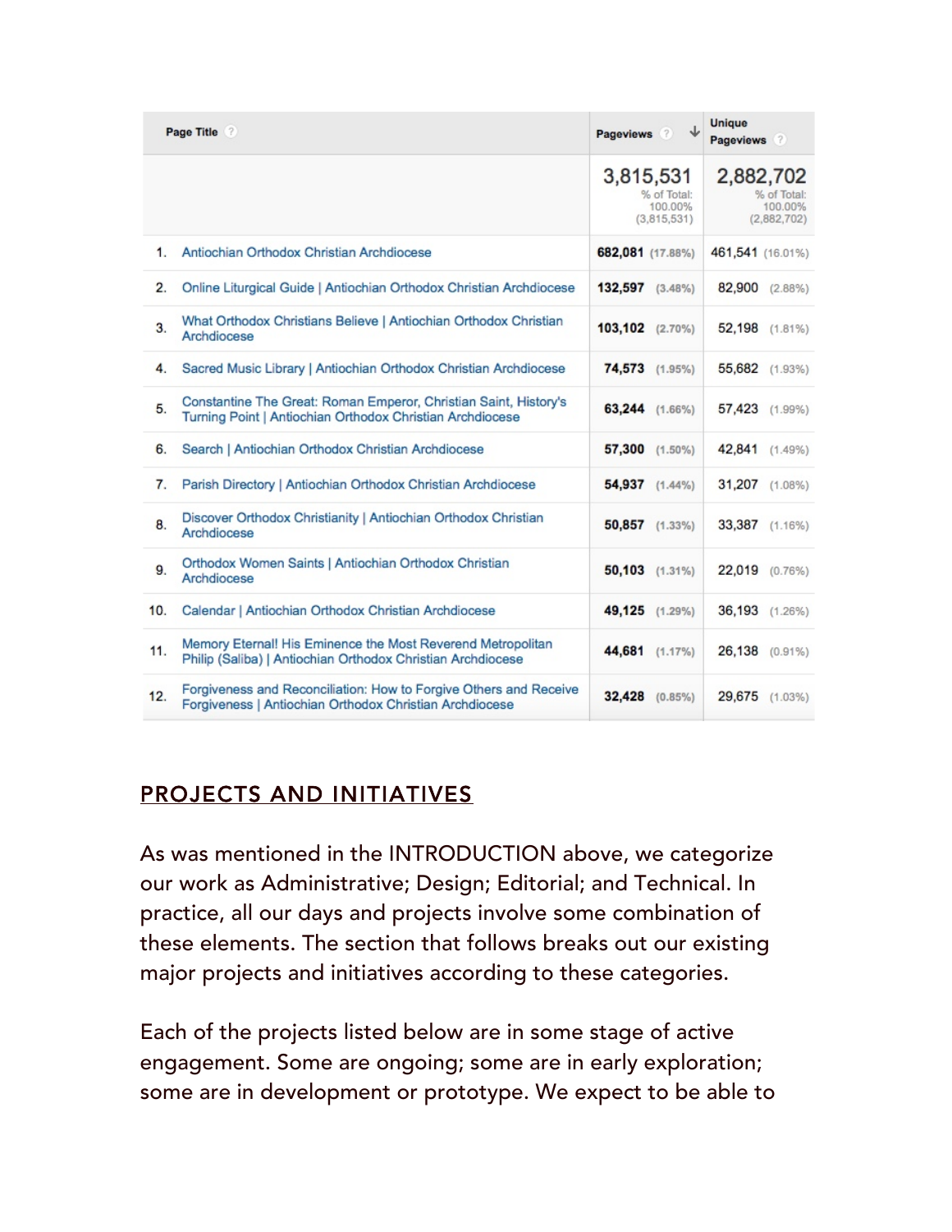| | Page Title | Pageviews | Unique Pageviews |
|---|---|---|---|
| | | 3,815,531<br>% of Total: 100.00% (3,815,531) | 2,882,702<br>% of Total: 100.00% (2,882,702) |
| 1. | Antiochian Orthodox Christian Archdiocese | 682,081 (17.88%) | 461,541 (16.01%) |
| 2. | Online Liturgical Guide \| Antiochian Orthodox Christian Archdiocese | 132,597 (3.48%) | 82,900 (2.88%) |
| 3. | What Orthodox Christians Believe \| Antiochian Orthodox Christian Archdiocese | 103,102 (2.70%) | 52,198 (1.81%) |
| 4. | Sacred Music Library \| Antiochian Orthodox Christian Archdiocese | 74,573 (1.95%) | 55,682 (1.93%) |
| 5. | Constantine The Great: Roman Emperor, Christian Saint, History's Turning Point \| Antiochian Orthodox Christian Archdiocese | 63,244 (1.66%) | 57,423 (1.99%) |
| 6. | Search \| Antiochian Orthodox Christian Archdiocese | 57,300 (1.50%) | 42,841 (1.49%) |
| 7. | Parish Directory \| Antiochian Orthodox Christian Archdiocese | 54,937 (1.44%) | 31,207 (1.08%) |
| 8. | Discover Orthodox Christianity \| Antiochian Orthodox Christian Archdiocese | 50,857 (1.33%) | 33,387 (1.16%) |
| 9. | Orthodox Women Saints \| Antiochian Orthodox Christian Archdiocese | 50,103 (1.31%) | 22,019 (0.76%) |
| 10. | Calendar \| Antiochian Orthodox Christian Archdiocese | 49,125 (1.29%) | 36,193 (1.26%) |
| 11. | Memory Eternal! His Eminence the Most Reverend Metropolitan Philip (Saliba) \| Antiochian Orthodox Christian Archdiocese | 44,681 (1.17%) | 26,138 (0.91%) |
| 12. | Forgiveness and Reconciliation: How to Forgive Others and Receive Forgiveness \| Antiochian Orthodox Christian Archdiocese | 32,428 (0.85%) | 29,675 (1.03%) |

## PROJECTS AND INITIATIVES

As was mentioned in the INTRODUCTION above, we categorize our work as Administrative; Design; Editorial; and Technical. In practice, all our days and projects involve some combination of these elements. The section that follows breaks out our existing major projects and initiatives according to these categories.

Each of the projects listed below are in some stage of active engagement. Some are ongoing; some are in early exploration; some are in development or prototype. We expect to be able to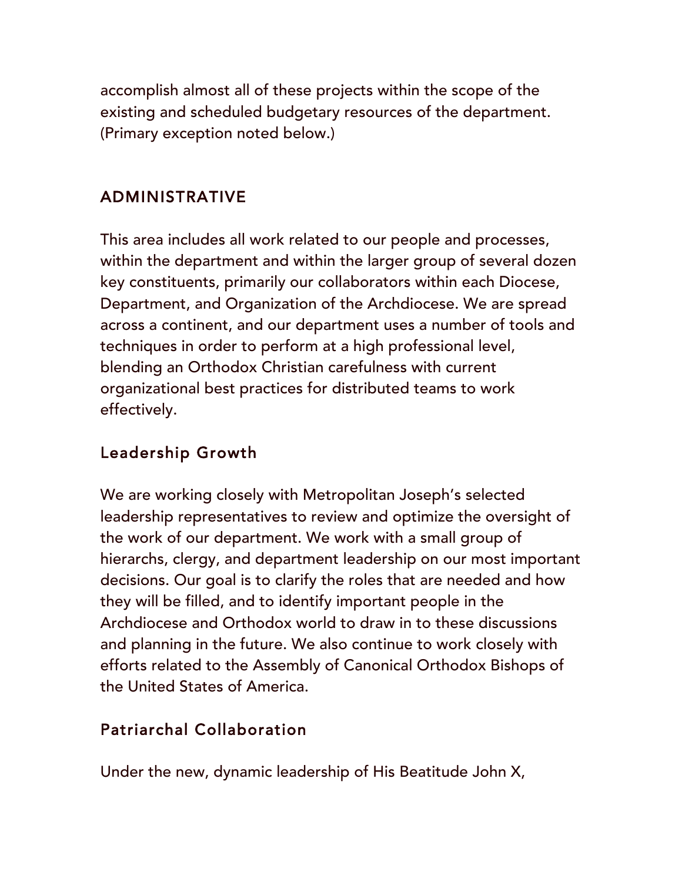accomplish almost all of these projects within the scope of the existing and scheduled budgetary resources of the department. (Primary exception noted below.)

## ADMINISTRATIVE

This area includes all work related to our people and processes, within the department and within the larger group of several dozen key constituents, primarily our collaborators within each Diocese, Department, and Organization of the Archdiocese. We are spread across a continent, and our department uses a number of tools and techniques in order to perform at a high professional level, blending an Orthodox Christian carefulness with current organizational best practices for distributed teams to work effectively.

### Leadership Growth

We are working closely with Metropolitan Joseph's selected leadership representatives to review and optimize the oversight of the work of our department. We work with a small group of hierarchs, clergy, and department leadership on our most important decisions. Our goal is to clarify the roles that are needed and how they will be filled, and to identify important people in the Archdiocese and Orthodox world to draw in to these discussions and planning in the future. We also continue to work closely with efforts related to the Assembly of Canonical Orthodox Bishops of the United States of America.

### Patriarchal Collaboration

Under the new, dynamic leadership of His Beatitude John X,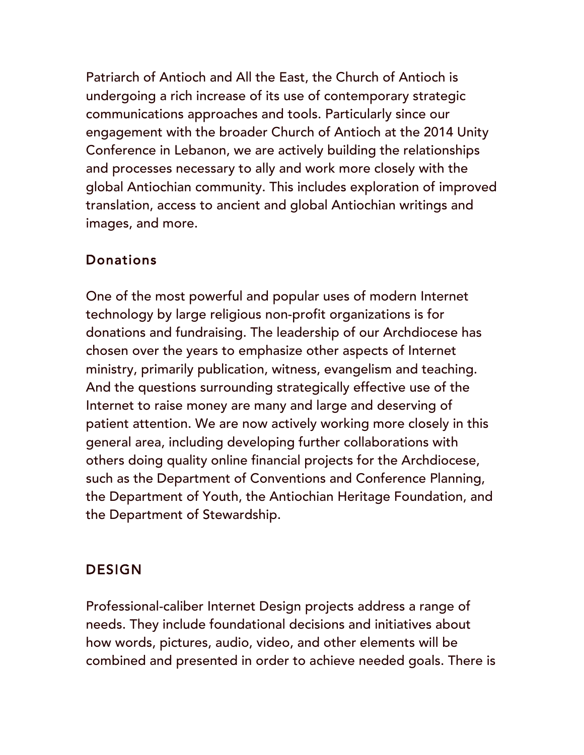Patriarch of Antioch and All the East, the Church of Antioch is undergoing a rich increase of its use of contemporary strategic communications approaches and tools. Particularly since our engagement with the broader Church of Antioch at the 2014 Unity Conference in Lebanon, we are actively building the relationships and processes necessary to ally and work more closely with the global Antiochian community. This includes exploration of improved translation, access to ancient and global Antiochian writings and images, and more.

### Donations

One of the most powerful and popular uses of modern Internet technology by large religious non-profit organizations is for donations and fundraising. The leadership of our Archdiocese has chosen over the years to emphasize other aspects of Internet ministry, primarily publication, witness, evangelism and teaching. And the questions surrounding strategically effective use of the Internet to raise money are many and large and deserving of patient attention. We are now actively working more closely in this general area, including developing further collaborations with others doing quality online financial projects for the Archdiocese, such as the Department of Conventions and Conference Planning, the Department of Youth, the Antiochian Heritage Foundation, and the Department of Stewardship.

## DESIGN

Professional-caliber Internet Design projects address a range of needs. They include foundational decisions and initiatives about how words, pictures, audio, video, and other elements will be combined and presented in order to achieve needed goals. There is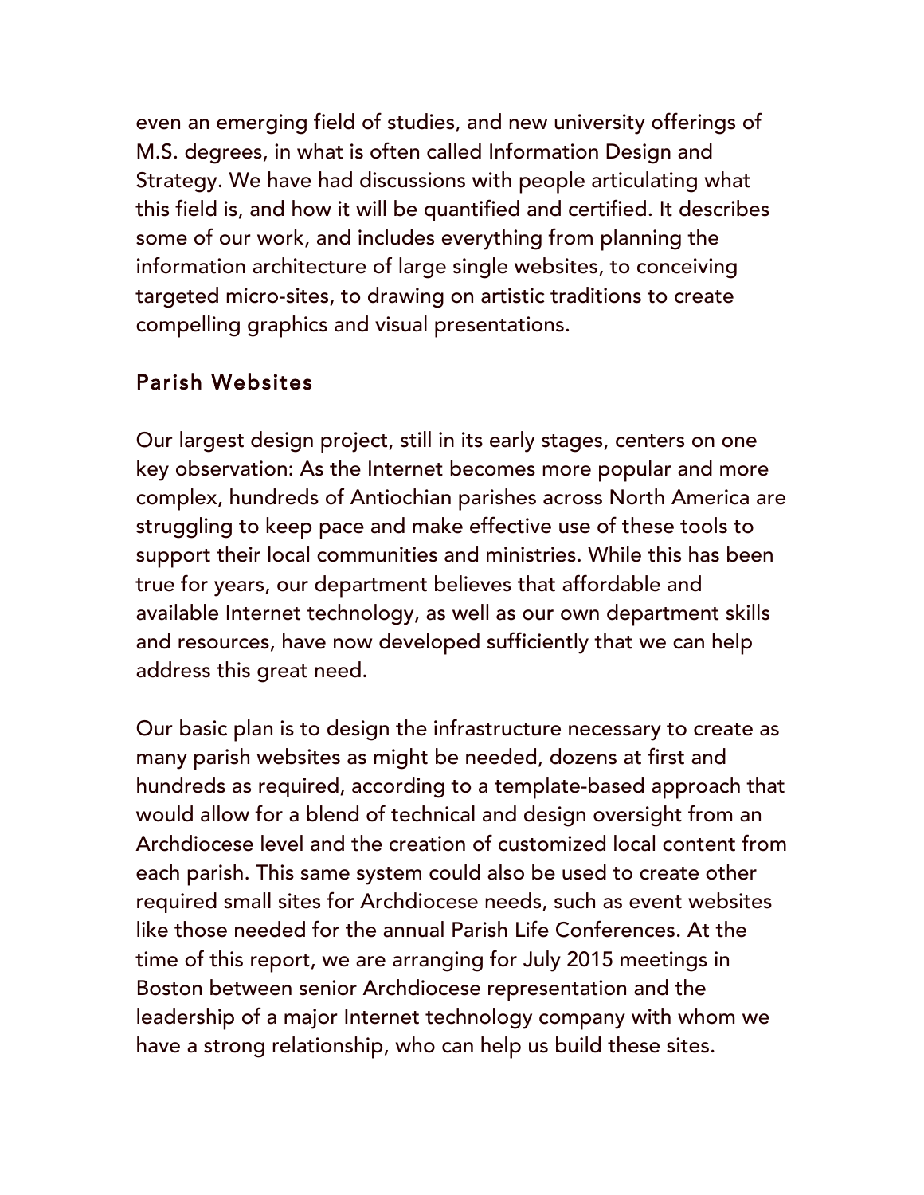even an emerging field of studies, and new university offerings of M.S. degrees, in what is often called Information Design and Strategy. We have had discussions with people articulating what this field is, and how it will be quantified and certified. It describes some of our work, and includes everything from planning the information architecture of large single websites, to conceiving targeted micro-sites, to drawing on artistic traditions to create compelling graphics and visual presentations.

## Parish Websites

Our largest design project, still in its early stages, centers on one key observation: As the Internet becomes more popular and more complex, hundreds of Antiochian parishes across North America are struggling to keep pace and make effective use of these tools to support their local communities and ministries. While this has been true for years, our department believes that affordable and available Internet technology, as well as our own department skills and resources, have now developed sufficiently that we can help address this great need.

Our basic plan is to design the infrastructure necessary to create as many parish websites as might be needed, dozens at first and hundreds as required, according to a template-based approach that would allow for a blend of technical and design oversight from an Archdiocese level and the creation of customized local content from each parish. This same system could also be used to create other required small sites for Archdiocese needs, such as event websites like those needed for the annual Parish Life Conferences. At the time of this report, we are arranging for July 2015 meetings in Boston between senior Archdiocese representation and the leadership of a major Internet technology company with whom we have a strong relationship, who can help us build these sites.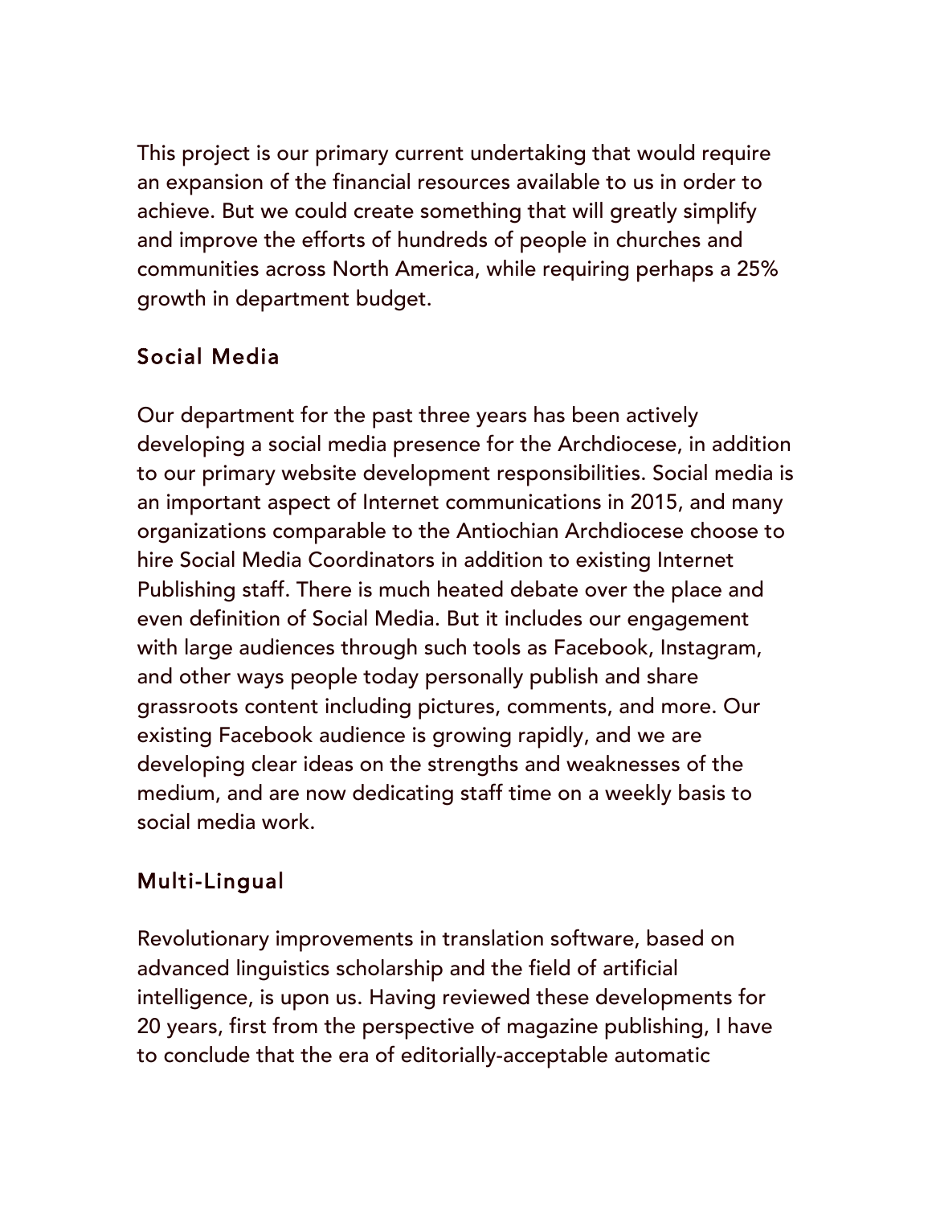This project is our primary current undertaking that would require an expansion of the financial resources available to us in order to achieve. But we could create something that will greatly simplify and improve the efforts of hundreds of people in churches and communities across North America, while requiring perhaps a 25% growth in department budget.

### Social Media

Our department for the past three years has been actively developing a social media presence for the Archdiocese, in addition to our primary website development responsibilities. Social media is an important aspect of Internet communications in 2015, and many organizations comparable to the Antiochian Archdiocese choose to hire Social Media Coordinators in addition to existing Internet Publishing staff. There is much heated debate over the place and even definition of Social Media. But it includes our engagement with large audiences through such tools as Facebook, Instagram, and other ways people today personally publish and share grassroots content including pictures, comments, and more. Our existing Facebook audience is growing rapidly, and we are developing clear ideas on the strengths and weaknesses of the medium, and are now dedicating staff time on a weekly basis to social media work.

### Multi-Lingual

Revolutionary improvements in translation software, based on advanced linguistics scholarship and the field of artificial intelligence, is upon us. Having reviewed these developments for 20 years, first from the perspective of magazine publishing, I have to conclude that the era of editorially-acceptable automatic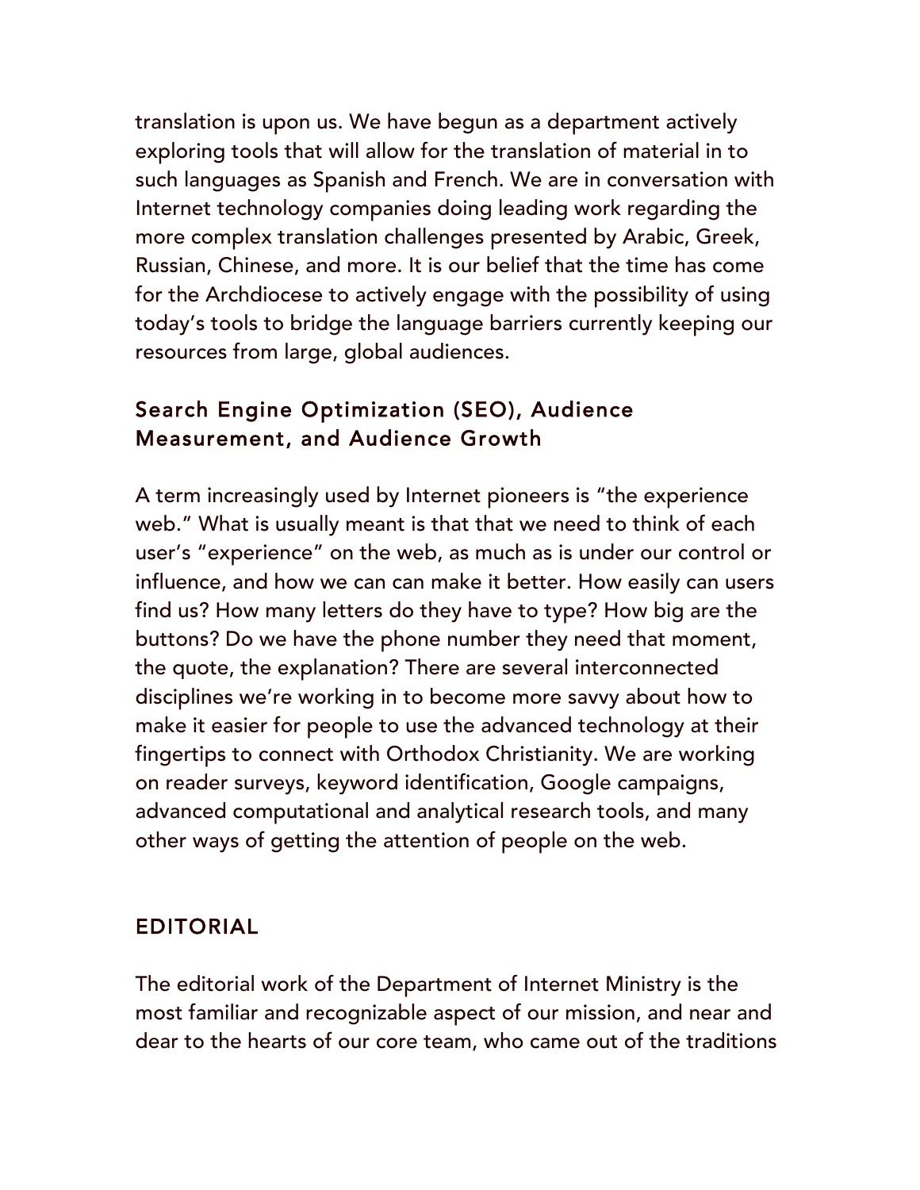translation is upon us. We have begun as a department actively exploring tools that will allow for the translation of material in to such languages as Spanish and French. We are in conversation with Internet technology companies doing leading work regarding the more complex translation challenges presented by Arabic, Greek, Russian, Chinese, and more. It is our belief that the time has come for the Archdiocese to actively engage with the possibility of using today's tools to bridge the language barriers currently keeping our resources from large, global audiences.

### Search Engine Optimization (SEO), Audience Measurement, and Audience Growth

A term increasingly used by Internet pioneers is "the experience web." What is usually meant is that that we need to think of each user's "experience" on the web, as much as is under our control or influence, and how we can can make it better. How easily can users find us? How many letters do they have to type? How big are the buttons? Do we have the phone number they need that moment, the quote, the explanation? There are several interconnected disciplines we're working in to become more savvy about how to make it easier for people to use the advanced technology at their fingertips to connect with Orthodox Christianity. We are working on reader surveys, keyword identification, Google campaigns, advanced computational and analytical research tools, and many other ways of getting the attention of people on the web.

## EDITORIAL

The editorial work of the Department of Internet Ministry is the most familiar and recognizable aspect of our mission, and near and dear to the hearts of our core team, who came out of the traditions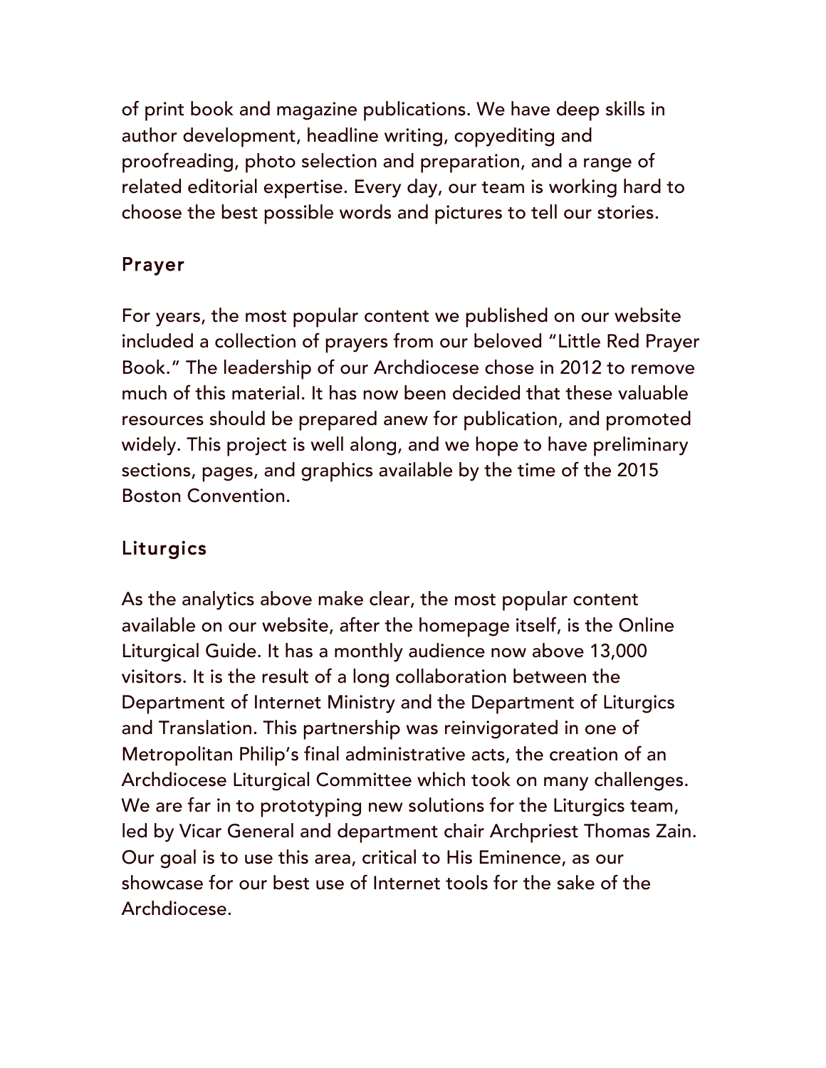of print book and magazine publications. We have deep skills in author development, headline writing, copyediting and proofreading, photo selection and preparation, and a range of related editorial expertise. Every day, our team is working hard to choose the best possible words and pictures to tell our stories.

### Prayer

For years, the most popular content we published on our website included a collection of prayers from our beloved "Little Red Prayer Book." The leadership of our Archdiocese chose in 2012 to remove much of this material. It has now been decided that these valuable resources should be prepared anew for publication, and promoted widely. This project is well along, and we hope to have preliminary sections, pages, and graphics available by the time of the 2015 Boston Convention.

### Liturgics

As the analytics above make clear, the most popular content available on our website, after the homepage itself, is the Online Liturgical Guide. It has a monthly audience now above 13,000 visitors. It is the result of a long collaboration between the Department of Internet Ministry and the Department of Liturgics and Translation. This partnership was reinvigorated in one of Metropolitan Philip's final administrative acts, the creation of an Archdiocese Liturgical Committee which took on many challenges. We are far in to prototyping new solutions for the Liturgics team, led by Vicar General and department chair Archpriest Thomas Zain. Our goal is to use this area, critical to His Eminence, as our showcase for our best use of Internet tools for the sake of the Archdiocese.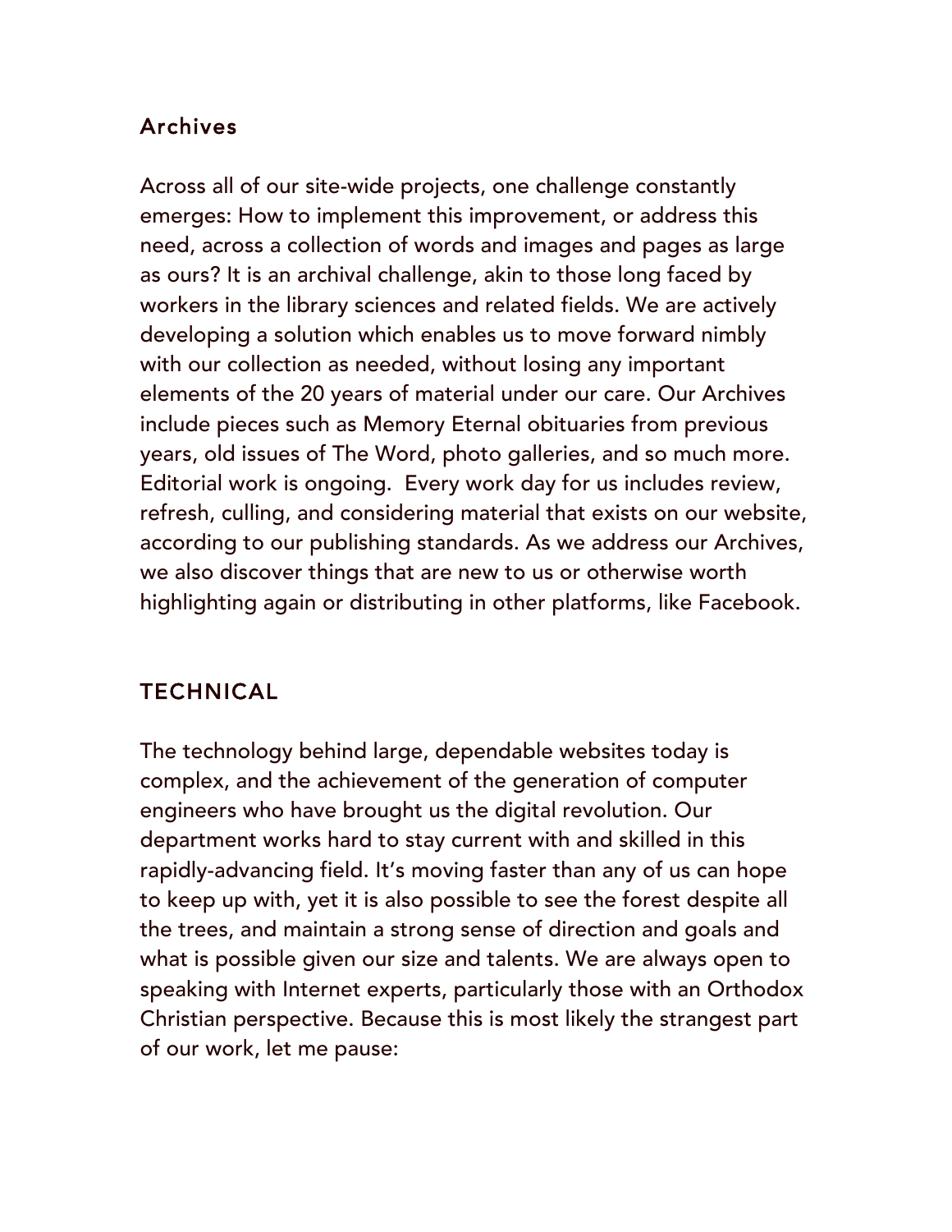## Archives

Across all of our site-wide projects, one challenge constantly emerges: How to implement this improvement, or address this need, across a collection of words and images and pages as large as ours? It is an archival challenge, akin to those long faced by workers in the library sciences and related fields. We are actively developing a solution which enables us to move forward nimbly with our collection as needed, without losing any important elements of the 20 years of material under our care. Our Archives include pieces such as Memory Eternal obituaries from previous years, old issues of The Word, photo galleries, and so much more. Editorial work is ongoing. Every work day for us includes review, refresh, culling, and considering material that exists on our website, according to our publishing standards. As we address our Archives, we also discover things that are new to us or otherwise worth highlighting again or distributing in other platforms, like Facebook.

## TECHNICAL

The technology behind large, dependable websites today is complex, and the achievement of the generation of computer engineers who have brought us the digital revolution. Our department works hard to stay current with and skilled in this rapidly-advancing field. It's moving faster than any of us can hope to keep up with, yet it is also possible to see the forest despite all the trees, and maintain a strong sense of direction and goals and what is possible given our size and talents. We are always open to speaking with Internet experts, particularly those with an Orthodox Christian perspective. Because this is most likely the strangest part of our work, let me pause: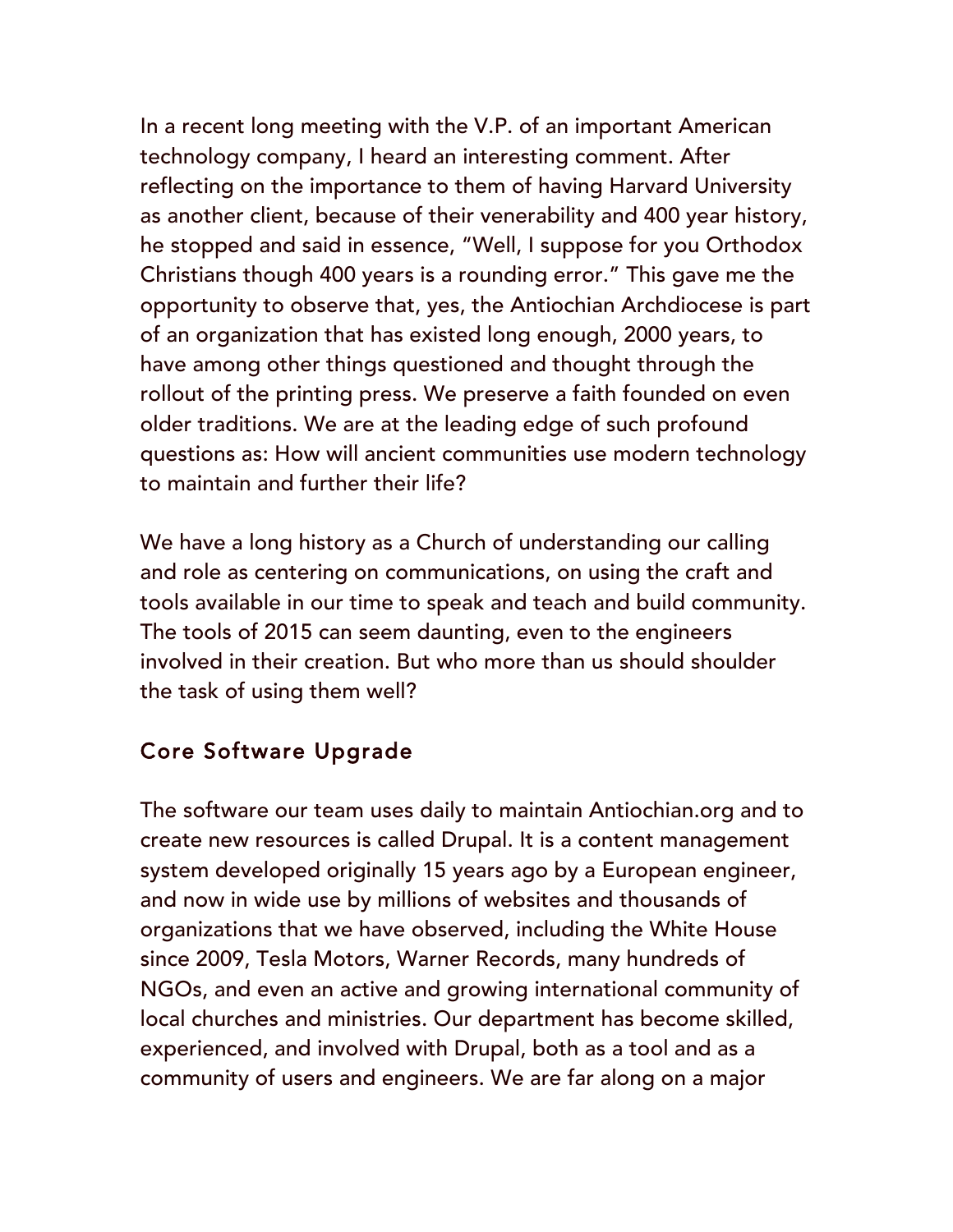In a recent long meeting with the V.P. of an important American technology company, I heard an interesting comment. After reflecting on the importance to them of having Harvard University as another client, because of their venerability and 400 year history, he stopped and said in essence, "Well, I suppose for you Orthodox Christians though 400 years is a rounding error." This gave me the opportunity to observe that, yes, the Antiochian Archdiocese is part of an organization that has existed long enough, 2000 years, to have among other things questioned and thought through the rollout of the printing press. We preserve a faith founded on even older traditions. We are at the leading edge of such profound questions as: How will ancient communities use modern technology to maintain and further their life?

We have a long history as a Church of understanding our calling and role as centering on communications, on using the craft and tools available in our time to speak and teach and build community. The tools of 2015 can seem daunting, even to the engineers involved in their creation. But who more than us should shoulder the task of using them well?

## Core Software Upgrade

The software our team uses daily to maintain Antiochian.org and to create new resources is called Drupal. It is a content management system developed originally 15 years ago by a European engineer, and now in wide use by millions of websites and thousands of organizations that we have observed, including the White House since 2009, Tesla Motors, Warner Records, many hundreds of NGOs, and even an active and growing international community of local churches and ministries. Our department has become skilled, experienced, and involved with Drupal, both as a tool and as a community of users and engineers. We are far along on a major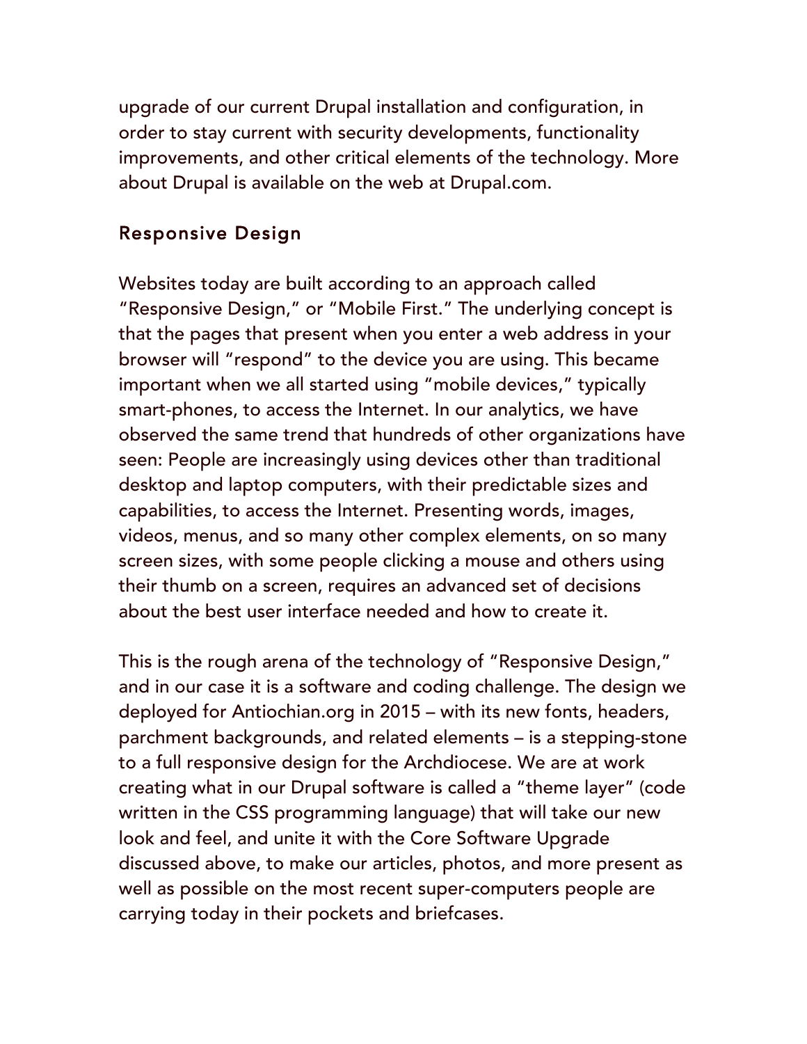upgrade of our current Drupal installation and configuration, in order to stay current with security developments, functionality improvements, and other critical elements of the technology. More about Drupal is available on the web at Drupal.com.

## Responsive Design

Websites today are built according to an approach called “Responsive Design,” or “Mobile First.” The underlying concept is that the pages that present when you enter a web address in your browser will “respond” to the device you are using. This became important when we all started using “mobile devices,” typically smart-phones, to access the Internet. In our analytics, we have observed the same trend that hundreds of other organizations have seen: People are increasingly using devices other than traditional desktop and laptop computers, with their predictable sizes and capabilities, to access the Internet. Presenting words, images, videos, menus, and so many other complex elements, on so many screen sizes, with some people clicking a mouse and others using their thumb on a screen, requires an advanced set of decisions about the best user interface needed and how to create it.

This is the rough arena of the technology of “Responsive Design,” and in our case it is a software and coding challenge. The design we deployed for Antiochian.org in 2015 – with its new fonts, headers, parchment backgrounds, and related elements – is a stepping-stone to a full responsive design for the Archdiocese. We are at work creating what in our Drupal software is called a “theme layer” (code written in the CSS programming language) that will take our new look and feel, and unite it with the Core Software Upgrade discussed above, to make our articles, photos, and more present as well as possible on the most recent super-computers people are carrying today in their pockets and briefcases.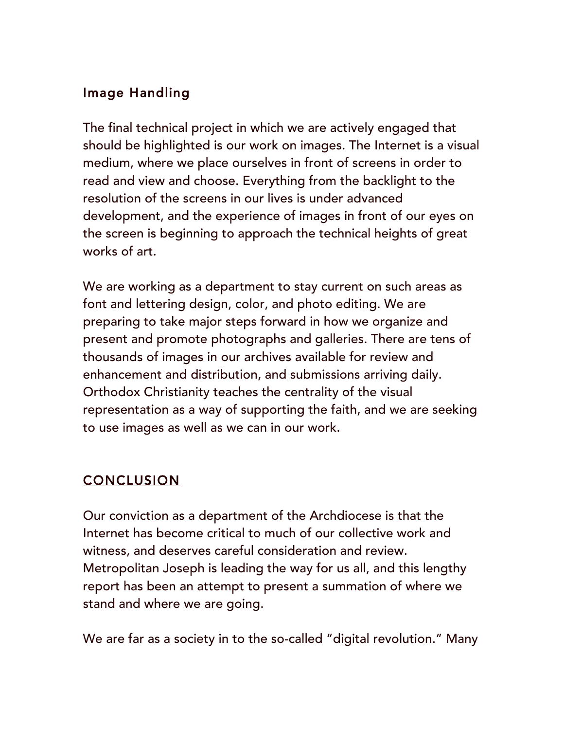### Image Handling

The final technical project in which we are actively engaged that should be highlighted is our work on images. The Internet is a visual medium, where we place ourselves in front of screens in order to read and view and choose. Everything from the backlight to the resolution of the screens in our lives is under advanced development, and the experience of images in front of our eyes on the screen is beginning to approach the technical heights of great works of art.

We are working as a department to stay current on such areas as font and lettering design, color, and photo editing. We are preparing to take major steps forward in how we organize and present and promote photographs and galleries. There are tens of thousands of images in our archives available for review and enhancement and distribution, and submissions arriving daily. Orthodox Christianity teaches the centrality of the visual representation as a way of supporting the faith, and we are seeking to use images as well as we can in our work.

## CONCLUSION

Our conviction as a department of the Archdiocese is that the Internet has become critical to much of our collective work and witness, and deserves careful consideration and review. Metropolitan Joseph is leading the way for us all, and this lengthy report has been an attempt to present a summation of where we stand and where we are going.

We are far as a society in to the so-called "digital revolution." Many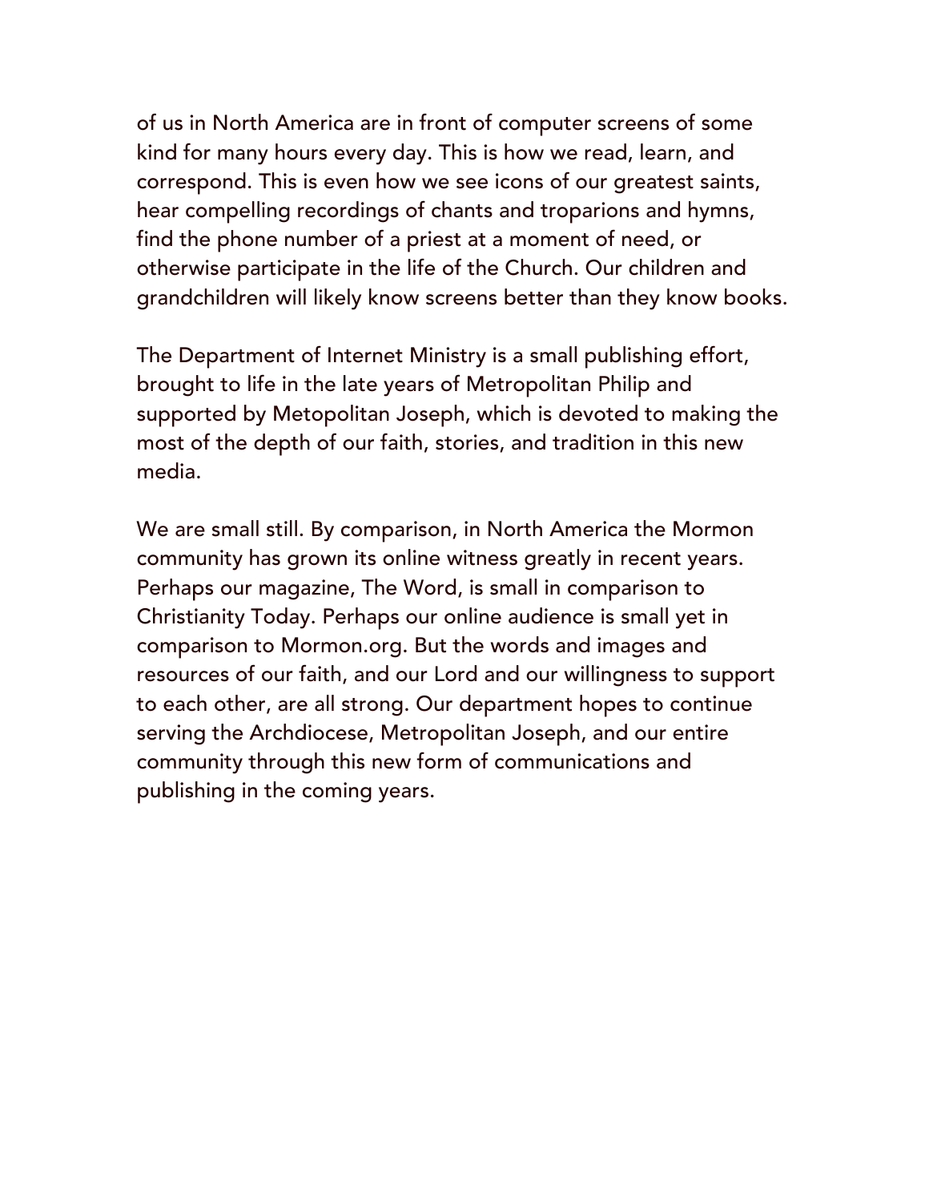of us in North America are in front of computer screens of some kind for many hours every day. This is how we read, learn, and correspond. This is even how we see icons of our greatest saints, hear compelling recordings of chants and troparions and hymns, find the phone number of a priest at a moment of need, or otherwise participate in the life of the Church. Our children and grandchildren will likely know screens better than they know books.

The Department of Internet Ministry is a small publishing effort, brought to life in the late years of Metropolitan Philip and supported by Metopolitan Joseph, which is devoted to making the most of the depth of our faith, stories, and tradition in this new media.

We are small still. By comparison, in North America the Mormon community has grown its online witness greatly in recent years. Perhaps our magazine, The Word, is small in comparison to Christianity Today. Perhaps our online audience is small yet in comparison to Mormon.org. But the words and images and resources of our faith, and our Lord and our willingness to support to each other, are all strong. Our department hopes to continue serving the Archdiocese, Metropolitan Joseph, and our entire community through this new form of communications and publishing in the coming years.